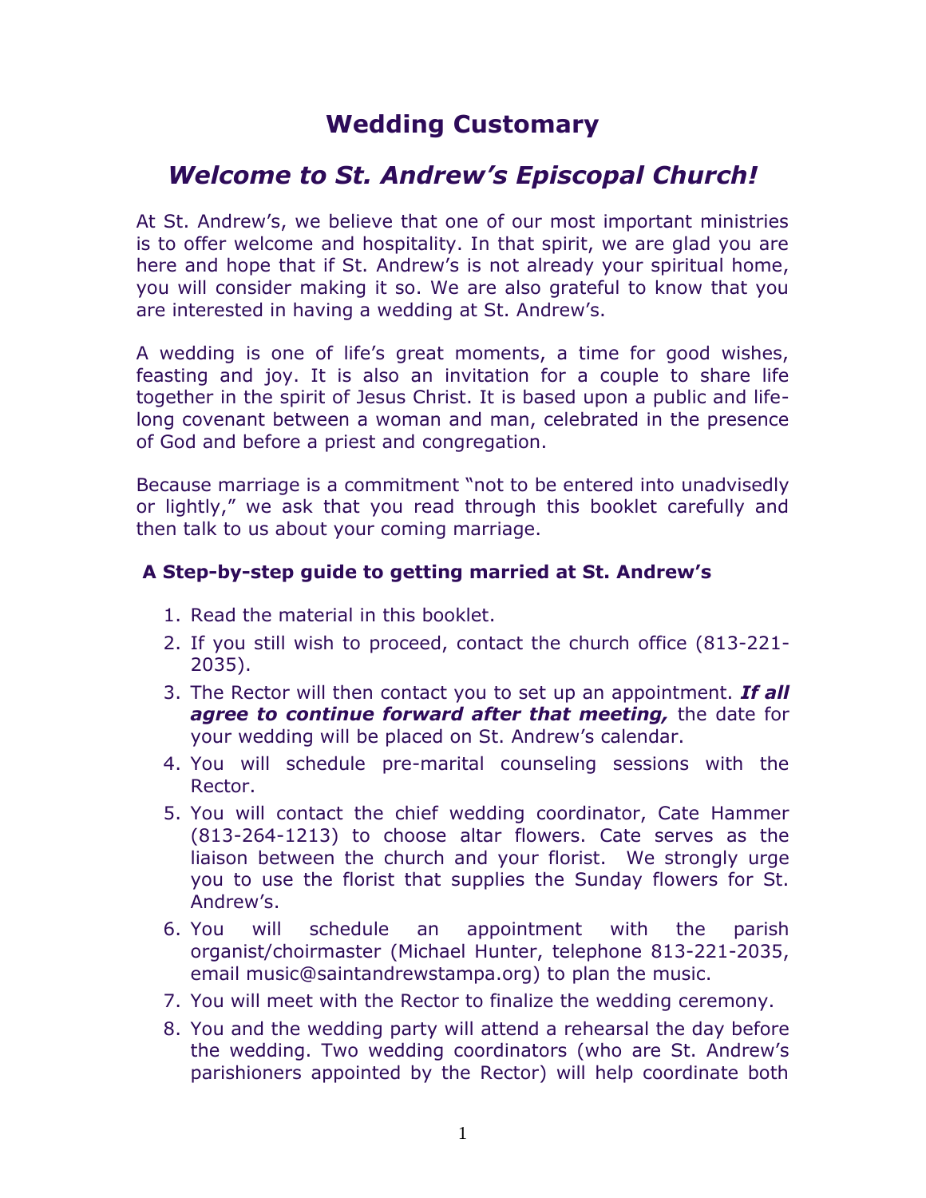# Wedding Customary

## *Welcome to St. Andrew's Episcopal Church!*

At St. Andrew's, we believe that one of our most important ministries is to offer welcome and hospitality. In that spirit, we are glad you are here and hope that if St. Andrew's is not already your spiritual home, you will consider making it so. We are also grateful to know that you are interested in having a wedding at St. Andrew's.

A wedding is one of life's great moments, a time for good wishes, feasting and joy. It is also an invitation for a couple to share life together in the spirit of Jesus Christ. It is based upon a public and life-long covenant between a woman and man, celebrated in the presence of God and before a priest and congregation.

Because marriage is a commitment "not to be entered into unadvisedly or lightly," we ask that you read through this booklet carefully and then talk to us about your coming marriage.

### A Step-by-step guide to getting married at St. Andrew's

1. Read the material in this booklet.
2. If you still wish to proceed, contact the church office (813-221-2035).
3. The Rector will then contact you to set up an appointment. ***If all agree to continue forward after that meeting,*** the date for your wedding will be placed on St. Andrew's calendar.
4. You will schedule pre-marital counseling sessions with the Rector.
5. You will contact the chief wedding coordinator, Cate Hammer (813-264-1213) to choose altar flowers. Cate serves as the liaison between the church and your florist. We strongly urge you to use the florist that supplies the Sunday flowers for St. Andrew's.
6. You will schedule an appointment with the parish organist/choirmaster (Michael Hunter, telephone 813-221-2035, email music@saintandrewstampa.org) to plan the music.
7. You will meet with the Rector to finalize the wedding ceremony.
8. You and the wedding party will attend a rehearsal the day before the wedding. Two wedding coordinators (who are St. Andrew's parishioners appointed by the Rector) will help coordinate both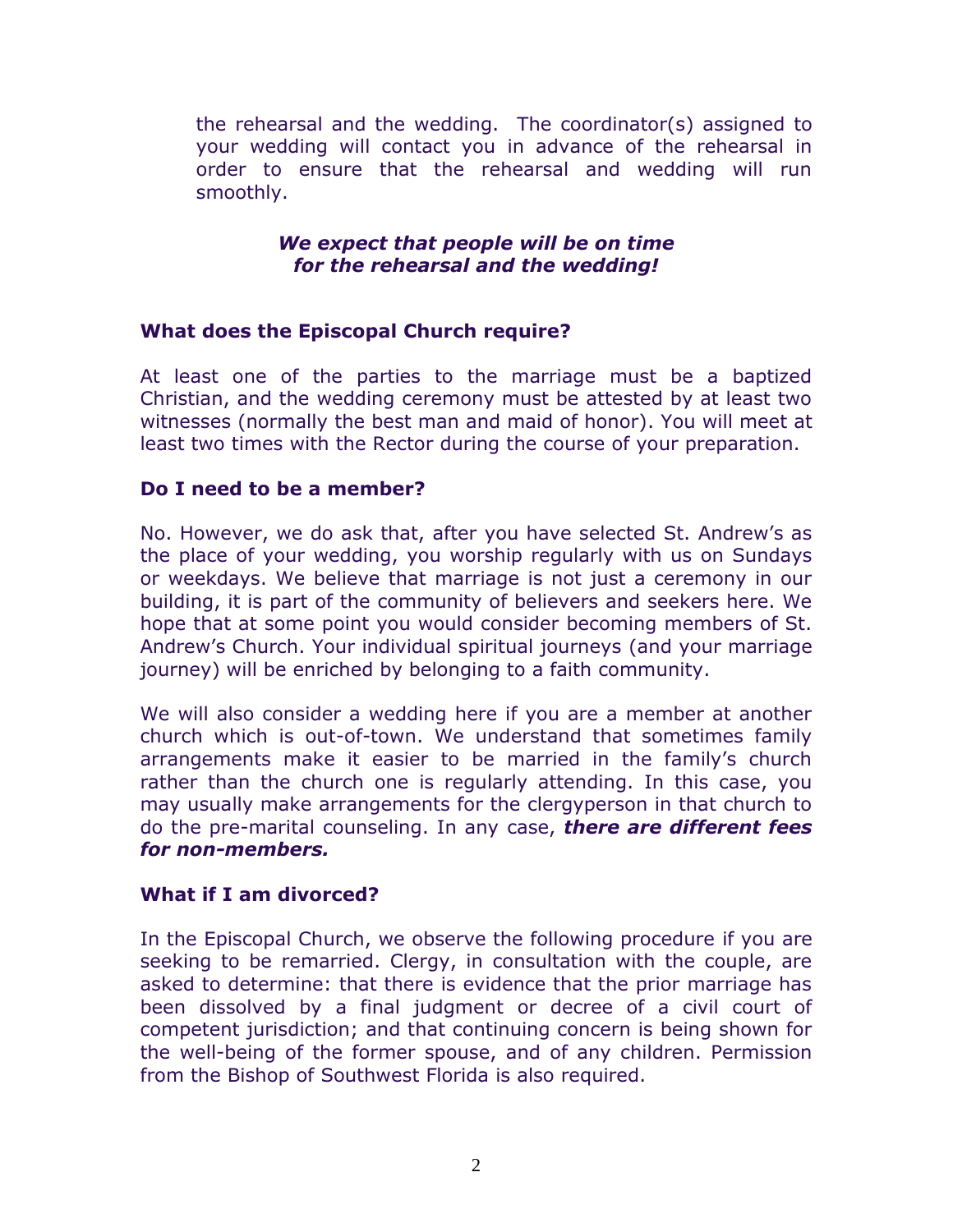the rehearsal and the wedding. The coordinator(s) assigned to your wedding will contact you in advance of the rehearsal in order to ensure that the rehearsal and wedding will run smoothly.

***We expect that people will be on time for the rehearsal and the wedding!***

### What does the Episcopal Church require?

At least one of the parties to the marriage must be a baptized Christian, and the wedding ceremony must be attested by at least two witnesses (normally the best man and maid of honor). You will meet at least two times with the Rector during the course of your preparation.

### Do I need to be a member?

No. However, we do ask that, after you have selected St. Andrew's as the place of your wedding, you worship regularly with us on Sundays or weekdays. We believe that marriage is not just a ceremony in our building, it is part of the community of believers and seekers here. We hope that at some point you would consider becoming members of St. Andrew's Church. Your individual spiritual journeys (and your marriage journey) will be enriched by belonging to a faith community.

We will also consider a wedding here if you are a member at another church which is out-of-town. We understand that sometimes family arrangements make it easier to be married in the family's church rather than the church one is regularly attending. In this case, you may usually make arrangements for the clergyperson in that church to do the pre-marital counseling. In any case, ***there are different fees for non-members.***

### What if I am divorced?

In the Episcopal Church, we observe the following procedure if you are seeking to be remarried. Clergy, in consultation with the couple, are asked to determine: that there is evidence that the prior marriage has been dissolved by a final judgment or decree of a civil court of competent jurisdiction; and that continuing concern is being shown for the well-being of the former spouse, and of any children. Permission from the Bishop of Southwest Florida is also required.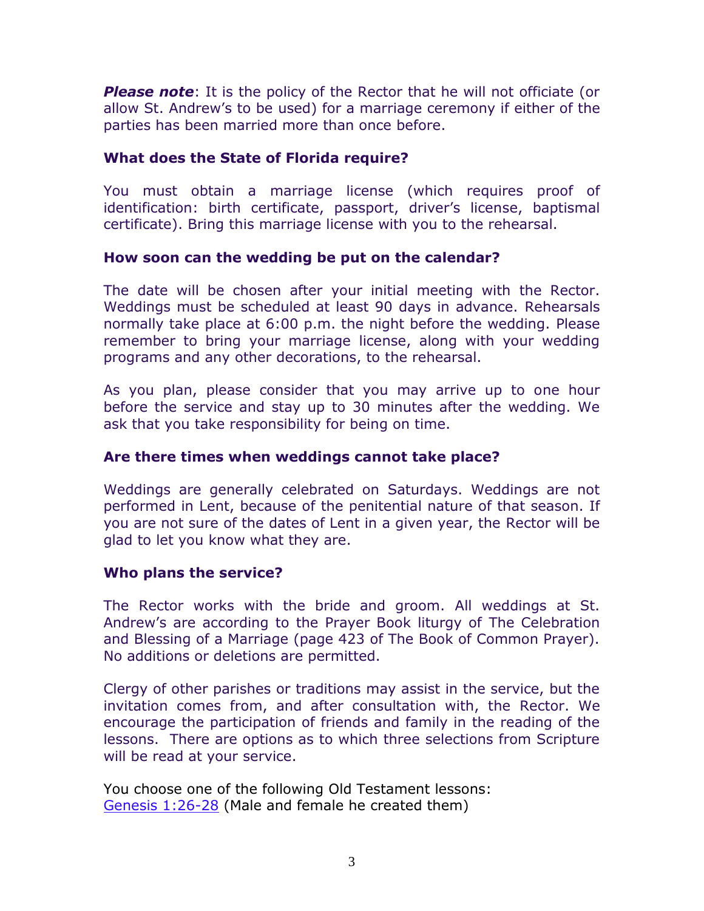***Please note***: It is the policy of the Rector that he will not officiate (or allow St. Andrew's to be used) for a marriage ceremony if either of the parties has been married more than once before.

### What does the State of Florida require?

You must obtain a marriage license (which requires proof of identification: birth certificate, passport, driver's license, baptismal certificate). Bring this marriage license with you to the rehearsal.

### How soon can the wedding be put on the calendar?

The date will be chosen after your initial meeting with the Rector. Weddings must be scheduled at least 90 days in advance. Rehearsals normally take place at 6:00 p.m. the night before the wedding. Please remember to bring your marriage license, along with your wedding programs and any other decorations, to the rehearsal.

As you plan, please consider that you may arrive up to one hour before the service and stay up to 30 minutes after the wedding. We ask that you take responsibility for being on time.

### Are there times when weddings cannot take place?

Weddings are generally celebrated on Saturdays. Weddings are not performed in Lent, because of the penitential nature of that season. If you are not sure of the dates of Lent in a given year, the Rector will be glad to let you know what they are.

### Who plans the service?

The Rector works with the bride and groom. All weddings at St. Andrew's are according to the Prayer Book liturgy of The Celebration and Blessing of a Marriage (page 423 of The Book of Common Prayer). No additions or deletions are permitted.

Clergy of other parishes or traditions may assist in the service, but the invitation comes from, and after consultation with, the Rector. We encourage the participation of friends and family in the reading of the lessons. There are options as to which three selections from Scripture will be read at your service.

You choose one of the following Old Testament lessons:
Genesis 1:26-28 (Male and female he created them)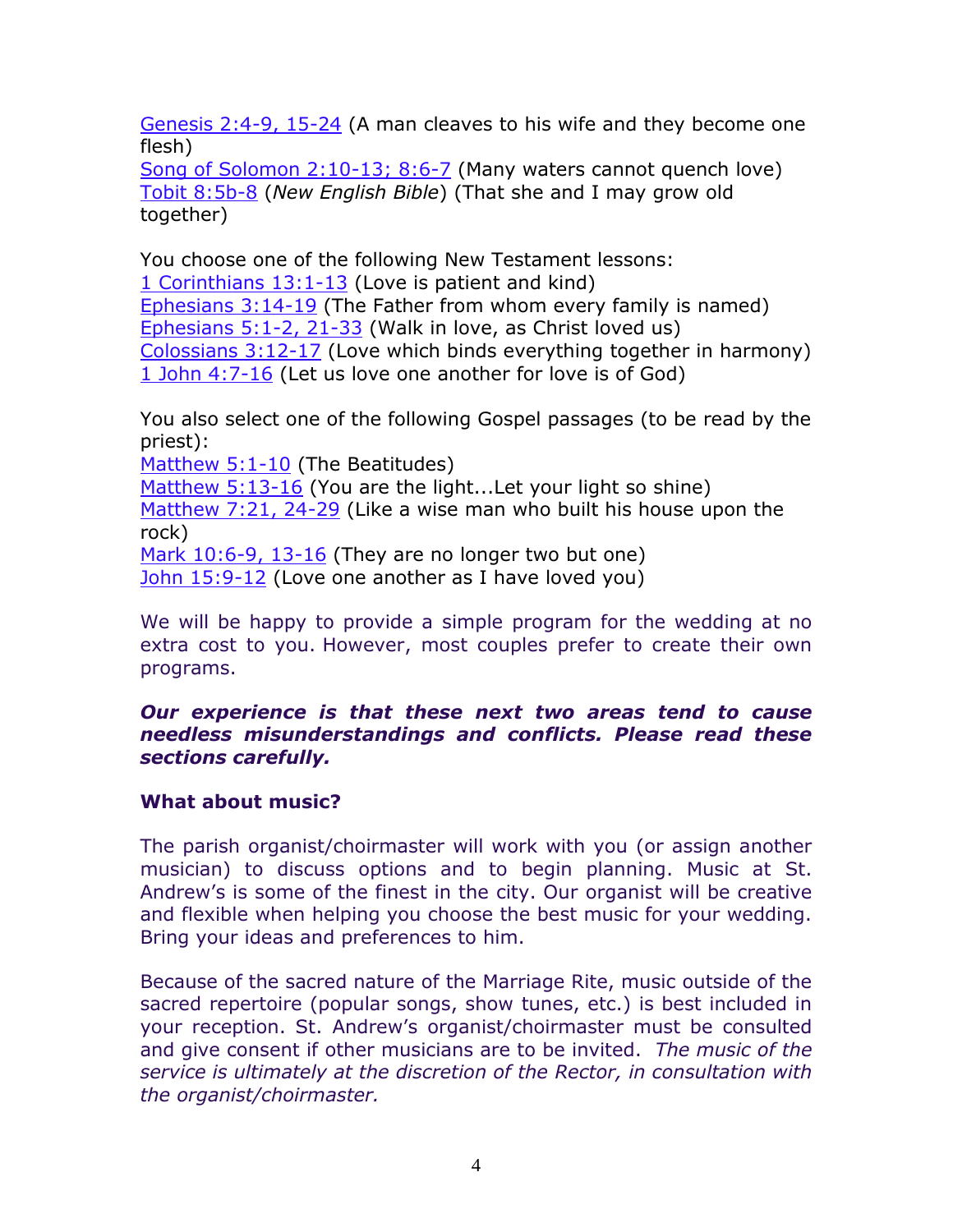Genesis 2:4-9, 15-24 (A man cleaves to his wife and they become one flesh)
Song of Solomon 2:10-13; 8:6-7 (Many waters cannot quench love)
Tobit 8:5b-8 (*New English Bible*) (That she and I may grow old together)

You choose one of the following New Testament lessons:
1 Corinthians 13:1-13 (Love is patient and kind)
Ephesians 3:14-19 (The Father from whom every family is named)
Ephesians 5:1-2, 21-33 (Walk in love, as Christ loved us)
Colossians 3:12-17 (Love which binds everything together in harmony)
1 John 4:7-16 (Let us love one another for love is of God)

You also select one of the following Gospel passages (to be read by the priest):
Matthew 5:1-10 (The Beatitudes)
Matthew 5:13-16 (You are the light...Let your light so shine)
Matthew 7:21, 24-29 (Like a wise man who built his house upon the rock)
Mark 10:6-9, 13-16 (They are no longer two but one)
John 15:9-12 (Love one another as I have loved you)

We will be happy to provide a simple program for the wedding at no extra cost to you. However, most couples prefer to create their own programs.

***Our experience is that these next two areas tend to cause needless misunderstandings and conflicts. Please read these sections carefully.***

**What about music?**

The parish organist/choirmaster will work with you (or assign another musician) to discuss options and to begin planning. Music at St. Andrew's is some of the finest in the city. Our organist will be creative and flexible when helping you choose the best music for your wedding. Bring your ideas and preferences to him.

Because of the sacred nature of the Marriage Rite, music outside of the sacred repertoire (popular songs, show tunes, etc.) is best included in your reception. St. Andrew's organist/choirmaster must be consulted and give consent if other musicians are to be invited. *The music of the service is ultimately at the discretion of the Rector, in consultation with the organist/choirmaster.*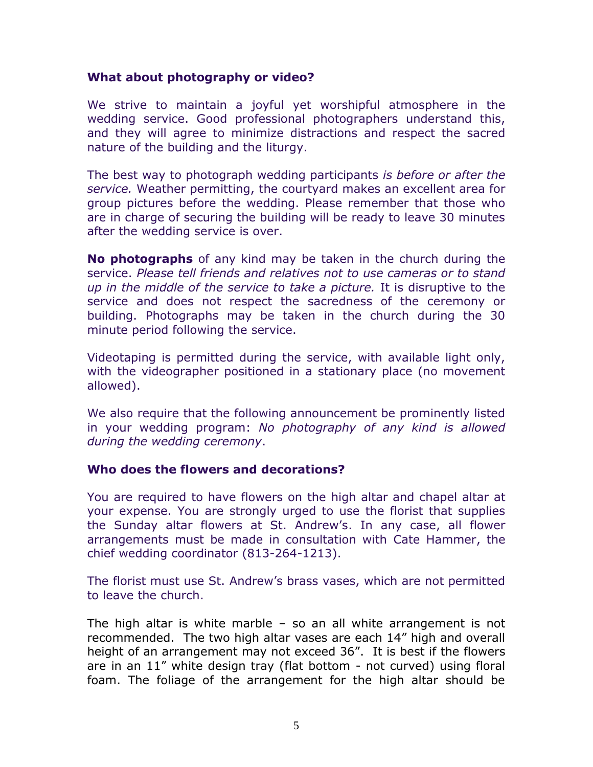### What about photography or video?

We strive to maintain a joyful yet worshipful atmosphere in the wedding service. Good professional photographers understand this, and they will agree to minimize distractions and respect the sacred nature of the building and the liturgy.

The best way to photograph wedding participants *is before or after the service.* Weather permitting, the courtyard makes an excellent area for group pictures before the wedding. Please remember that those who are in charge of securing the building will be ready to leave 30 minutes after the wedding service is over.

**No photographs** of any kind may be taken in the church during the service. *Please tell friends and relatives not to use cameras or to stand up in the middle of the service to take a picture.* It is disruptive to the service and does not respect the sacredness of the ceremony or building. Photographs may be taken in the church during the 30 minute period following the service.

Videotaping is permitted during the service, with available light only, with the videographer positioned in a stationary place (no movement allowed).

We also require that the following announcement be prominently listed in your wedding program: *No photography of any kind is allowed during the wedding ceremony*.

### Who does the flowers and decorations?

You are required to have flowers on the high altar and chapel altar at your expense. You are strongly urged to use the florist that supplies the Sunday altar flowers at St. Andrew's. In any case, all flower arrangements must be made in consultation with Cate Hammer, the chief wedding coordinator (813-264-1213).

The florist must use St. Andrew's brass vases, which are not permitted to leave the church.

The high altar is white marble – so an all white arrangement is not recommended. The two high altar vases are each 14" high and overall height of an arrangement may not exceed 36". It is best if the flowers are in an 11" white design tray (flat bottom - not curved) using floral foam. The foliage of the arrangement for the high altar should be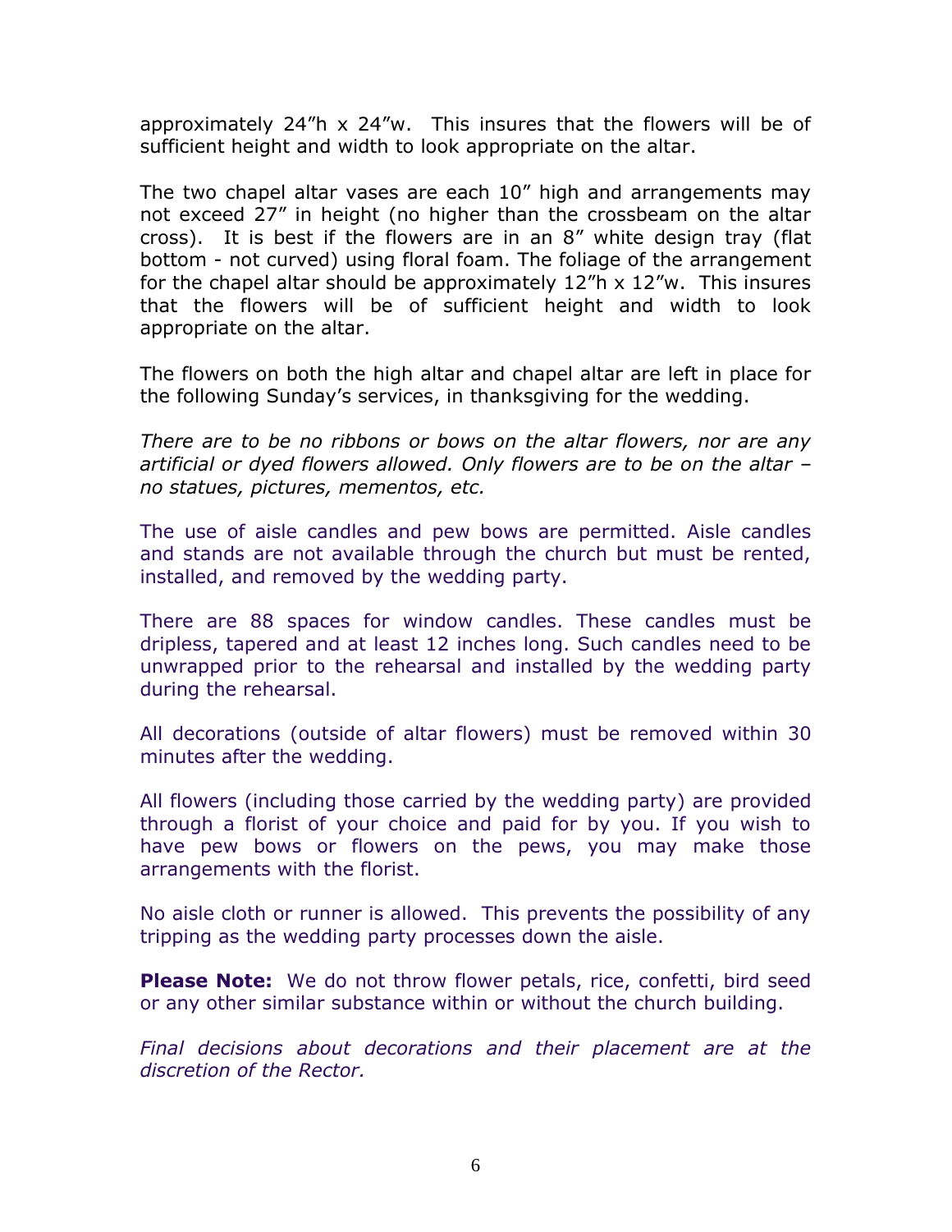approximately 24"h x 24"w. This insures that the flowers will be of sufficient height and width to look appropriate on the altar.

The two chapel altar vases are each 10" high and arrangements may not exceed 27" in height (no higher than the crossbeam on the altar cross). It is best if the flowers are in an 8" white design tray (flat bottom - not curved) using floral foam. The foliage of the arrangement for the chapel altar should be approximately 12"h x 12"w. This insures that the flowers will be of sufficient height and width to look appropriate on the altar.

The flowers on both the high altar and chapel altar are left in place for the following Sunday's services, in thanksgiving for the wedding.

*There are to be no ribbons or bows on the altar flowers, nor are any artificial or dyed flowers allowed. Only flowers are to be on the altar – no statues, pictures, mementos, etc.*

The use of aisle candles and pew bows are permitted. Aisle candles and stands are not available through the church but must be rented, installed, and removed by the wedding party.

There are 88 spaces for window candles. These candles must be dripless, tapered and at least 12 inches long. Such candles need to be unwrapped prior to the rehearsal and installed by the wedding party during the rehearsal.

All decorations (outside of altar flowers) must be removed within 30 minutes after the wedding.

All flowers (including those carried by the wedding party) are provided through a florist of your choice and paid for by you. If you wish to have pew bows or flowers on the pews, you may make those arrangements with the florist.

No aisle cloth or runner is allowed. This prevents the possibility of any tripping as the wedding party processes down the aisle.

**Please Note:** We do not throw flower petals, rice, confetti, bird seed or any other similar substance within or without the church building.

*Final decisions about decorations and their placement are at the discretion of the Rector.*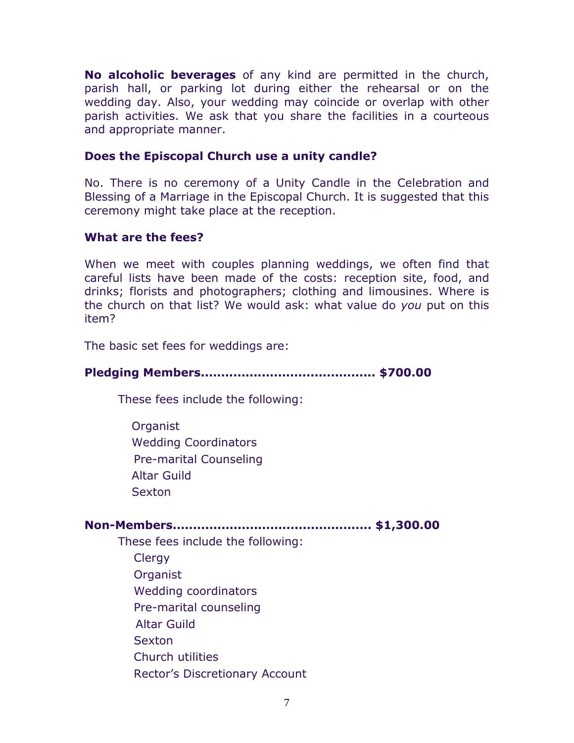**No alcoholic beverages** of any kind are permitted in the church, parish hall, or parking lot during either the rehearsal or on the wedding day. Also, your wedding may coincide or overlap with other parish activities. We ask that you share the facilities in a courteous and appropriate manner.

**Does the Episcopal Church use a unity candle?**

No. There is no ceremony of a Unity Candle in the Celebration and Blessing of a Marriage in the Episcopal Church. It is suggested that this ceremony might take place at the reception.

**What are the fees?**

When we meet with couples planning weddings, we often find that careful lists have been made of the costs: reception site, food, and drinks; florists and photographers; clothing and limousines. Where is the church on that list? We would ask: what value do *you* put on this item?

The basic set fees for weddings are:

**Pledging Members.......................................... $700.00**

These fees include the following:

- Organist
- Wedding Coordinators
- Pre-marital Counseling
- Altar Guild
- Sexton

**Non-Members................................................ $1,300.00**

These fees include the following:

- Clergy
- Organist
- Wedding coordinators
- Pre-marital counseling
- Altar Guild
- Sexton
- Church utilities
- Rector's Discretionary Account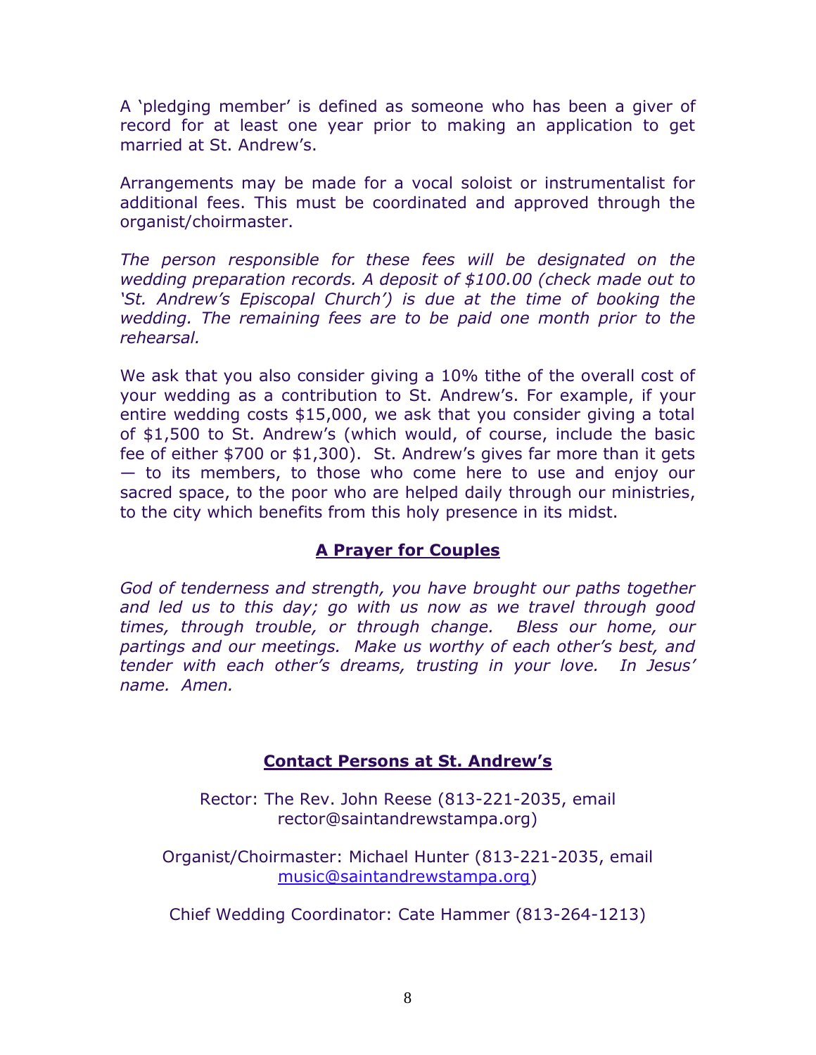A 'pledging member' is defined as someone who has been a giver of record for at least one year prior to making an application to get married at St. Andrew's.

Arrangements may be made for a vocal soloist or instrumentalist for additional fees. This must be coordinated and approved through the organist/choirmaster.

*The person responsible for these fees will be designated on the wedding preparation records. A deposit of $100.00 (check made out to 'St. Andrew's Episcopal Church') is due at the time of booking the wedding. The remaining fees are to be paid one month prior to the rehearsal.*

We ask that you also consider giving a 10% tithe of the overall cost of your wedding as a contribution to St. Andrew's. For example, if your entire wedding costs $15,000, we ask that you consider giving a total of $1,500 to St. Andrew's (which would, of course, include the basic fee of either $700 or $1,300). St. Andrew's gives far more than it gets — to its members, to those who come here to use and enjoy our sacred space, to the poor who are helped daily through our ministries, to the city which benefits from this holy presence in its midst.

## A Prayer for Couples

*God of tenderness and strength, you have brought our paths together and led us to this day; go with us now as we travel through good times, through trouble, or through change. Bless our home, our partings and our meetings. Make us worthy of each other's best, and tender with each other's dreams, trusting in your love. In Jesus' name. Amen.*

## Contact Persons at St. Andrew's

Rector: The Rev. John Reese (813-221-2035, email rector@saintandrewstampa.org)

Organist/Choirmaster: Michael Hunter (813-221-2035, email music@saintandrewstampa.org)

Chief Wedding Coordinator: Cate Hammer (813-264-1213)